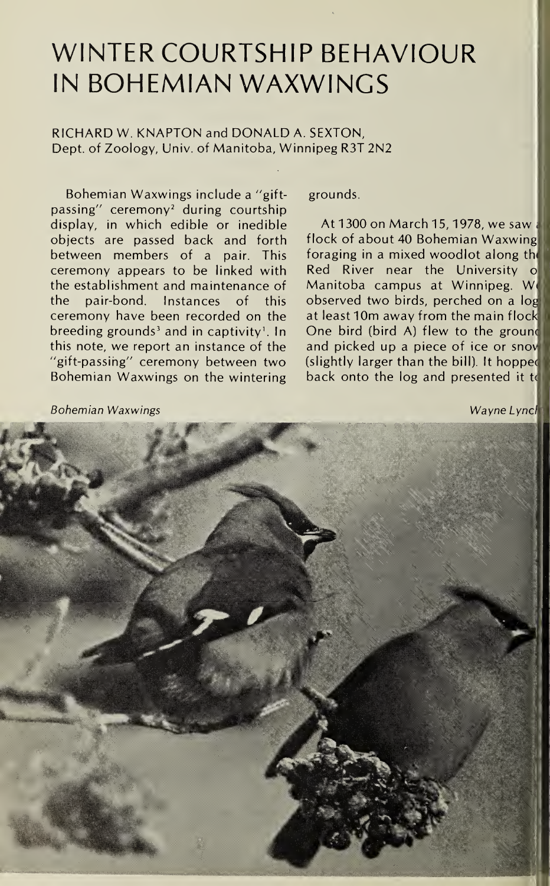# WINTER COURTSHIP BEHAVIOUR IN BOHEMIAN WAXWINGS

RICHARD W. KNAPTON and DONALD A. SEXTON, Dept. of Zoology, Univ. of Manitoba, Winnipeg R3T 2N2

Bohemian Waxwings include a "gift-passing" ceremony[2] during courtship display, in which edible or inedible objects are passed back and forth between members of a pair. This ceremony appears to be linked with the establishment and maintenance of the pair-bond. Instances of this ceremony have been recorded on the breeding grounds[3] and in captivity[1]. In this note, we report an instance of the "gift-passing" ceremony between two Bohemian Waxwings on the wintering grounds.

At 1300 on March 15, 1978, we saw a flock of about 40 Bohemian Waxwings foraging in a mixed woodlot along the Red River near the University of Manitoba campus at Winnipeg. We observed two birds, perched on a log at least 10m away from the main flock. One bird (bird A) flew to the ground and picked up a piece of ice or snow (slightly larger than the bill). It hopped back onto the log and presented it to

*Bohemian Waxwings* *Wayne Lynch*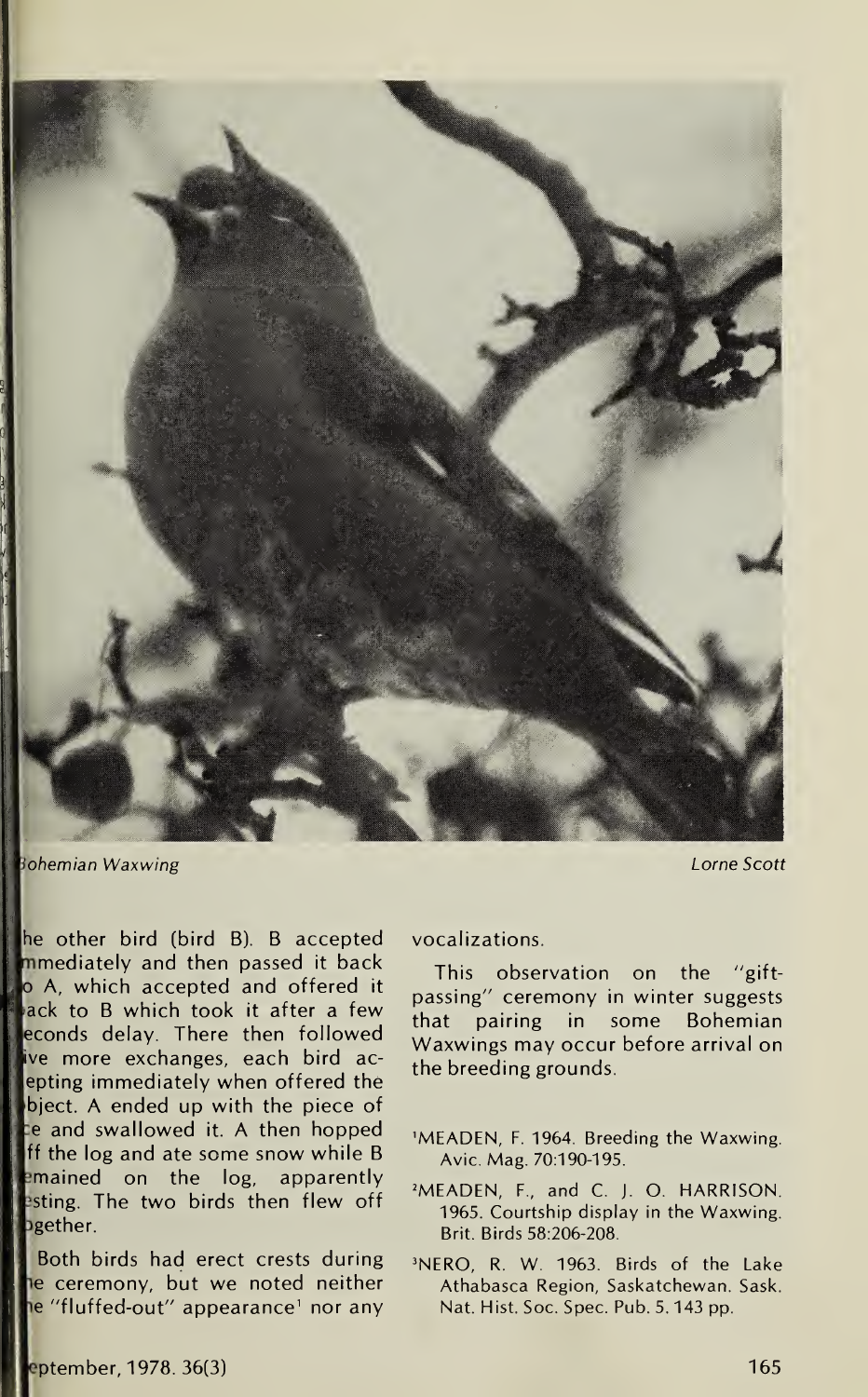Bohemian Waxwing — Lorne Scott

he other bird (bird B). B accepted immediately and then passed it back to A, which accepted and offered it back to B which took it after a few seconds delay. There then followed five more exchanges, each bird accepting immediately when offered the object. A ended up with the piece of ice and swallowed it. A then hopped off the log and ate some snow while B remained on the log, apparently resting. The two birds then flew off together.

Both birds had erect crests during the ceremony, but we noted neither the "fluffed-out" appearance[1] nor any vocalizations.

This observation on the "gift-passing" ceremony in winter suggests that pairing in some Bohemian Waxwings may occur before arrival on the breeding grounds.

[1]MEADEN, F. 1964. Breeding the Waxwing. Avic. Mag. 70:190-195.

[2]MEADEN, F., and C. J. O. HARRISON. 1965. Courtship display in the Waxwing. Brit. Birds 58:206-208.

[3]NERO, R. W. 1963. Birds of the Lake Athabasca Region, Saskatchewan. Sask. Nat. Hist. Soc. Spec. Pub. 5. 143 pp.